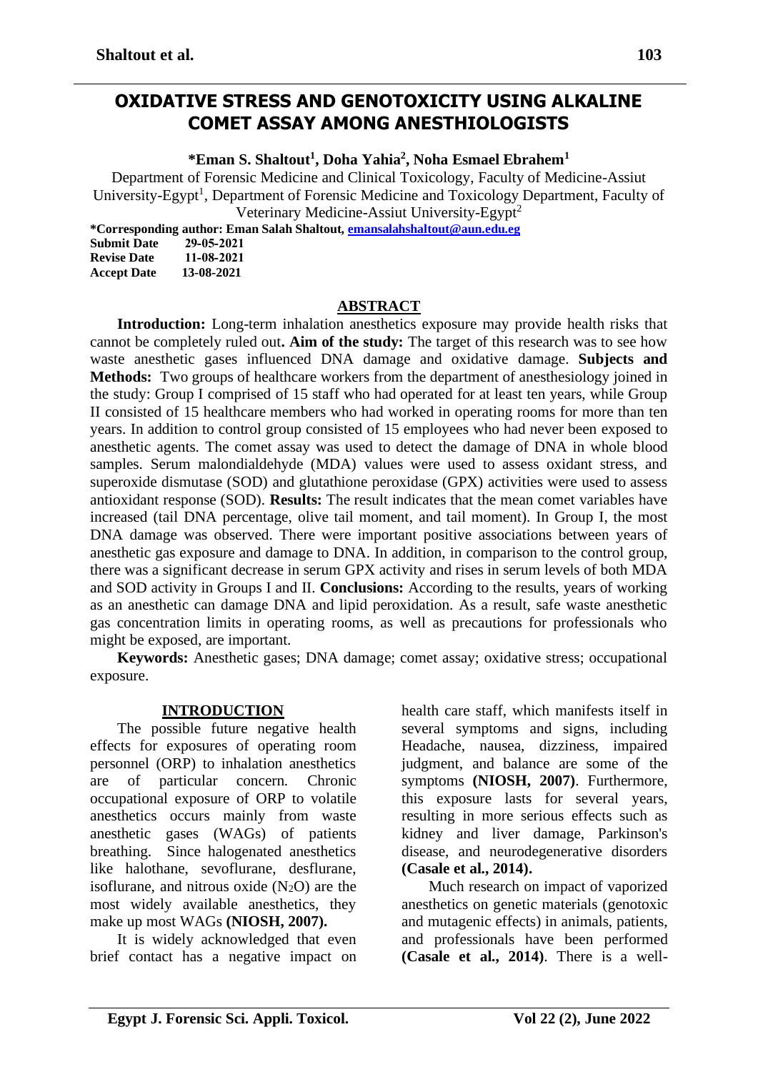# OXIDATIVE STRESS AND GENOTOXICITY USING ALKALINE COMET ASSAY AMONG ANESTHIOLOGISTS

**\*Eman S. Shaltout[1], Doha Yahia[2], Noha Esmael Ebrahem[1]**

Department of Forensic Medicine and Clinical Toxicology, Faculty of Medicine-Assiut University-Egypt[1], Department of Forensic Medicine and Toxicology Department, Faculty of Veterinary Medicine-Assiut University-Egypt[2]

**\*Corresponding author: Eman Salah Shaltout, emansalahshaltout@aun.edu.eg**

**Submit Date** 29-05-2021
**Revise Date** 11-08-2021
**Accept Date** 13-08-2021

## ABSTRACT

**Introduction:** Long-term inhalation anesthetics exposure may provide health risks that cannot be completely ruled out**. Aim of the study:** The target of this research was to see how waste anesthetic gases influenced DNA damage and oxidative damage. **Subjects and Methods:** Two groups of healthcare workers from the department of anesthesiology joined in the study: Group I comprised of 15 staff who had operated for at least ten years, while Group II consisted of 15 healthcare members who had worked in operating rooms for more than ten years. In addition to control group consisted of 15 employees who had never been exposed to anesthetic agents. The comet assay was used to detect the damage of DNA in whole blood samples. Serum malondialdehyde (MDA) values were used to assess oxidant stress, and superoxide dismutase (SOD) and glutathione peroxidase (GPX) activities were used to assess antioxidant response (SOD). **Results:** The result indicates that the mean comet variables have increased (tail DNA percentage, olive tail moment, and tail moment). In Group I, the most DNA damage was observed. There were important positive associations between years of anesthetic gas exposure and damage to DNA. In addition, in comparison to the control group, there was a significant decrease in serum GPX activity and rises in serum levels of both MDA and SOD activity in Groups I and II. **Conclusions:** According to the results, years of working as an anesthetic can damage DNA and lipid peroxidation. As a result, safe waste anesthetic gas concentration limits in operating rooms, as well as precautions for professionals who might be exposed, are important.

**Keywords:** Anesthetic gases; DNA damage; comet assay; oxidative stress; occupational exposure.

## INTRODUCTION

The possible future negative health effects for exposures of operating room personnel (ORP) to inhalation anesthetics are of particular concern. Chronic occupational exposure of ORP to volatile anesthetics occurs mainly from waste anesthetic gases (WAGs) of patients breathing. Since halogenated anesthetics like halothane, sevoflurane, desflurane, isoflurane, and nitrous oxide ($N_2O$) are the most widely available anesthetics, they make up most WAGs **(NIOSH, 2007).**

It is widely acknowledged that even brief contact has a negative impact on health care staff, which manifests itself in several symptoms and signs, including Headache, nausea, dizziness, impaired judgment, and balance are some of the symptoms **(NIOSH, 2007)**. Furthermore, this exposure lasts for several years, resulting in more serious effects such as kidney and liver damage, Parkinson's disease, and neurodegenerative disorders **(Casale et al., 2014).**

Much research on impact of vaporized anesthetics on genetic materials (genotoxic and mutagenic effects) in animals, patients, and professionals have been performed **(Casale et al., 2014)**. There is a well-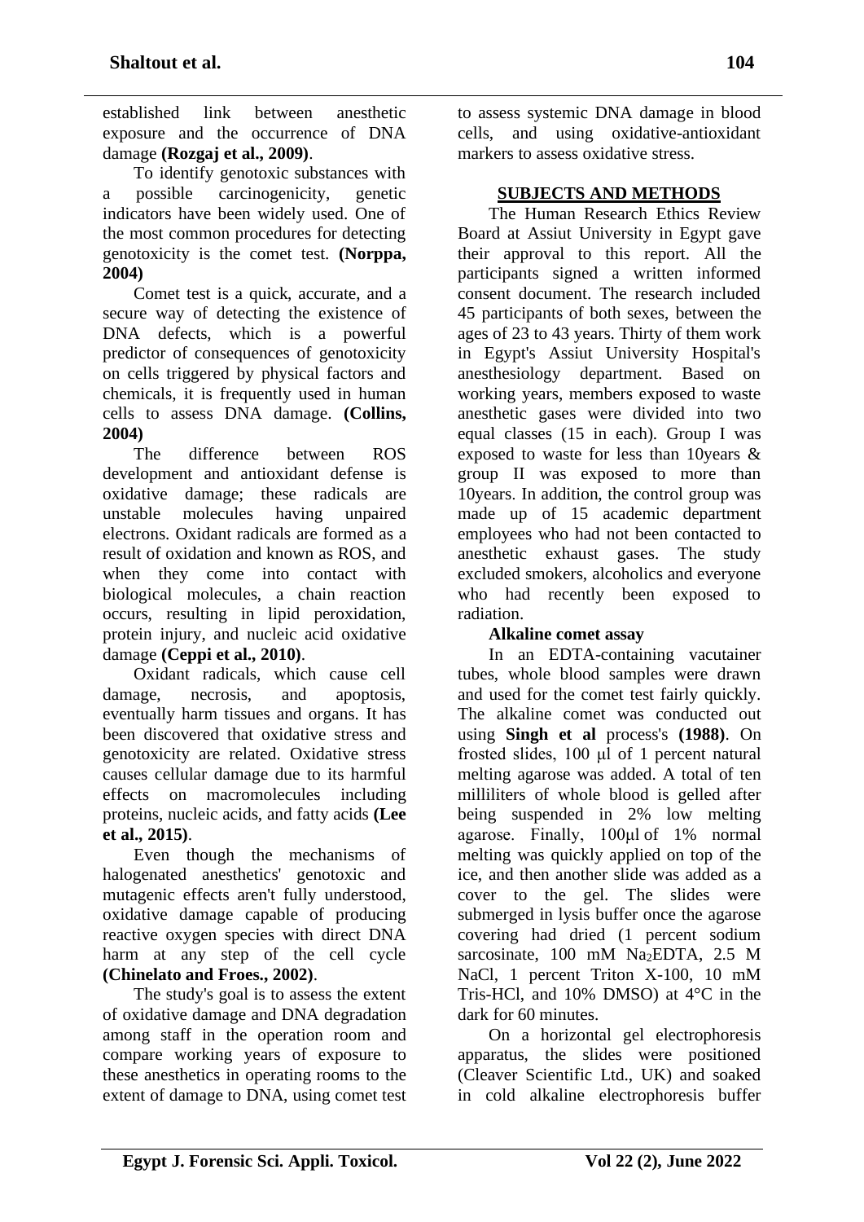established link between anesthetic exposure and the occurrence of DNA damage **(Rozgaj et al., 2009)**.

To identify genotoxic substances with a possible carcinogenicity, genetic indicators have been widely used. One of the most common procedures for detecting genotoxicity is the comet test. **(Norppa, 2004)**

Comet test is a quick, accurate, and a secure way of detecting the existence of DNA defects, which is a powerful predictor of consequences of genotoxicity on cells triggered by physical factors and chemicals, it is frequently used in human cells to assess DNA damage. **(Collins, 2004)**

The difference between ROS development and antioxidant defense is oxidative damage; these radicals are unstable molecules having unpaired electrons. Oxidant radicals are formed as a result of oxidation and known as ROS, and when they come into contact with biological molecules, a chain reaction occurs, resulting in lipid peroxidation, protein injury, and nucleic acid oxidative damage **(Ceppi et al., 2010)**.

Oxidant radicals, which cause cell damage, necrosis, and apoptosis, eventually harm tissues and organs. It has been discovered that oxidative stress and genotoxicity are related. Oxidative stress causes cellular damage due to its harmful effects on macromolecules including proteins, nucleic acids, and fatty acids **(Lee et al., 2015)**.

Even though the mechanisms of halogenated anesthetics' genotoxic and mutagenic effects aren't fully understood, oxidative damage capable of producing reactive oxygen species with direct DNA harm at any step of the cell cycle **(Chinelato and Froes., 2002)**.

The study's goal is to assess the extent of oxidative damage and DNA degradation among staff in the operation room and compare working years of exposure to these anesthetics in operating rooms to the extent of damage to DNA, using comet test to assess systemic DNA damage in blood cells, and using oxidative-antioxidant markers to assess oxidative stress.

## SUBJECTS AND METHODS

The Human Research Ethics Review Board at Assiut University in Egypt gave their approval to this report. All the participants signed a written informed consent document. The research included 45 participants of both sexes, between the ages of 23 to 43 years. Thirty of them work in Egypt's Assiut University Hospital's anesthesiology department. Based on working years, members exposed to waste anesthetic gases were divided into two equal classes (15 in each). Group I was exposed to waste for less than 10years & group II was exposed to more than 10years. In addition, the control group was made up of 15 academic department employees who had not been contacted to anesthetic exhaust gases. The study excluded smokers, alcoholics and everyone who had recently been exposed to radiation.

### Alkaline comet assay

In an EDTA-containing vacutainer tubes, whole blood samples were drawn and used for the comet test fairly quickly. The alkaline comet was conducted out using **Singh et al** process's **(1988)**. On frosted slides, 100 µl of 1 percent natural melting agarose was added. A total of ten milliliters of whole blood is gelled after being suspended in 2% low melting agarose. Finally, 100µl of 1% normal melting was quickly applied on top of the ice, and then another slide was added as a cover to the gel. The slides were submerged in lysis buffer once the agarose covering had dried (1 percent sodium sarcosinate, 100 mM $Na_2EDTA$, 2.5 M NaCl, 1 percent Triton X-100, 10 mM Tris-HCl, and 10% DMSO) at 4°C in the dark for 60 minutes.

On a horizontal gel electrophoresis apparatus, the slides were positioned (Cleaver Scientific Ltd., UK) and soaked in cold alkaline electrophoresis buffer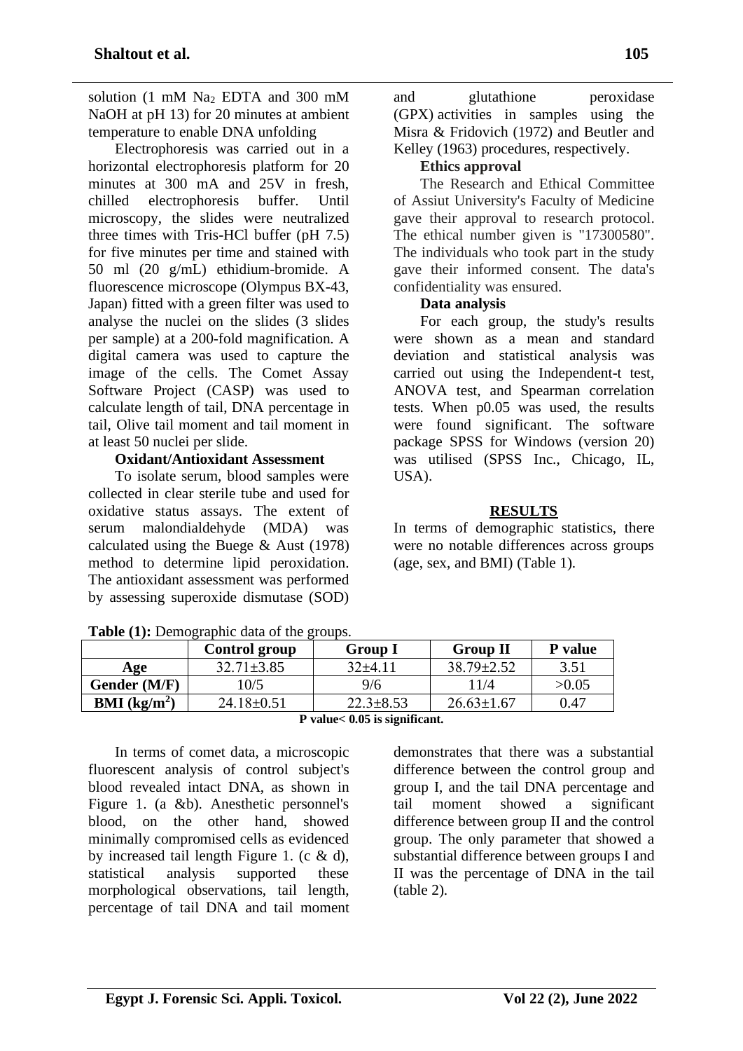solution (1 mM $Na_2$ EDTA and 300 mM NaOH at pH 13) for 20 minutes at ambient temperature to enable DNA unfolding

Electrophoresis was carried out in a horizontal electrophoresis platform for 20 minutes at 300 mA and 25V in fresh, chilled electrophoresis buffer. Until microscopy, the slides were neutralized three times with Tris-HCl buffer (pH 7.5) for five minutes per time and stained with 50 ml (20 g/mL) ethidium-bromide. A fluorescence microscope (Olympus BX-43, Japan) fitted with a green filter was used to analyse the nuclei on the slides (3 slides per sample) at a 200-fold magnification. A digital camera was used to capture the image of the cells. The Comet Assay Software Project (CASP) was used to calculate length of tail, DNA percentage in tail, Olive tail moment and tail moment in at least 50 nuclei per slide.

**Oxidant/Antioxidant Assessment**

To isolate serum, blood samples were collected in clear sterile tube and used for oxidative status assays. The extent of serum malondialdehyde (MDA) was calculated using the Buege & Aust (1978) method to determine lipid peroxidation. The antioxidant assessment was performed by assessing superoxide dismutase (SOD) and glutathione peroxidase (GPX) activities in samples using the Misra & Fridovich (1972) and Beutler and Kelley (1963) procedures, respectively.

**Ethics approval**

The Research and Ethical Committee of Assiut University's Faculty of Medicine gave their approval to research protocol. The ethical number given is "17300580". The individuals who took part in the study gave their informed consent. The data's confidentiality was ensured.

**Data analysis**

For each group, the study's results were shown as a mean and standard deviation and statistical analysis was carried out using the Independent-t test, ANOVA test, and Spearman correlation tests. When p0.05 was used, the results were found significant. The software package SPSS for Windows (version 20) was utilised (SPSS Inc., Chicago, IL, USA).

## RESULTS

In terms of demographic statistics, there were no notable differences across groups (age, sex, and BMI) (Table 1).

**Table (1):** Demographic data of the groups.

| | Control group | Group I | Group II | P value |
|---|---|---|---|---|
| **Age** | 32.71±3.85 | 32±4.11 | 38.79±2.52 | 3.51 |
| **Gender (M/F)** | 10/5 | 9/6 | 11/4 | >0.05 |
| **BMI ($kg/m^2$)** | 24.18±0.51 | 22.3±8.53 | 26.63±1.67 | 0.47 |

**P value< 0.05 is significant.**

In terms of comet data, a microscopic fluorescent analysis of control subject's blood revealed intact DNA, as shown in Figure 1. (a &b). Anesthetic personnel's blood, on the other hand, showed minimally compromised cells as evidenced by increased tail length Figure 1. (c & d), statistical analysis supported these morphological observations, tail length, percentage of tail DNA and tail moment demonstrates that there was a substantial difference between the control group and group I, and the tail DNA percentage and tail moment showed a significant difference between group II and the control group. The only parameter that showed a substantial difference between groups I and II was the percentage of DNA in the tail (table 2).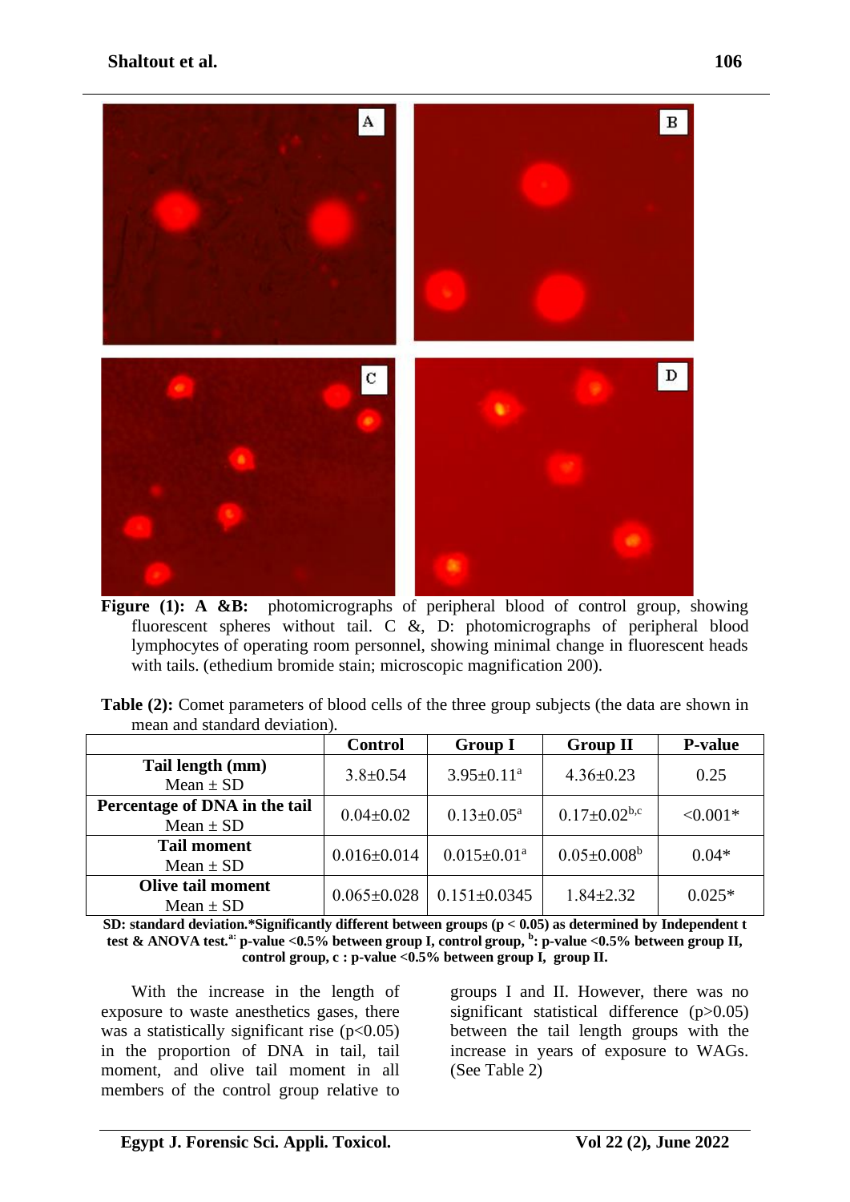**Figure (1): A &B:** photomicrographs of peripheral blood of control group, showing fluorescent spheres without tail. C &, D: photomicrographs of peripheral blood lymphocytes of operating room personnel, showing minimal change in fluorescent heads with tails. (ethedium bromide stain; microscopic magnification 200).

**Table (2):** Comet parameters of blood cells of the three group subjects (the data are shown in mean and standard deviation).

| | Control | Group I | Group II | P-value |
|---|---|---|---|---|
| **Tail length (mm)** Mean ± SD | 3.8±0.54 | 3.95±0.11[a] | 4.36±0.23 | 0.25 |
| **Percentage of DNA in the tail** Mean ± SD | 0.04±0.02 | 0.13±0.05[a] | 0.17±0.02[b,c] | <0.001* |
| **Tail moment** Mean ± SD | 0.016±0.014 | 0.015±0.01[a] | 0.05±0.008[b] | 0.04* |
| **Olive tail moment** Mean ± SD | 0.065±0.028 | 0.151±0.0345 | 1.84±2.32 | 0.025* |

**SD: standard deviation.*Significantly different between groups ($p < 0.05$) as determined by Independent t test & ANOVA test.[a]: p-value <0.5% between group I, control group, [b]: p-value <0.5% between group II, control group, c : p-value <0.5% between group I, group II.**

With the increase in the length of exposure to waste anesthetics gases, there was a statistically significant rise ($p<0.05$) in the proportion of DNA in tail, tail moment, and olive tail moment in all members of the control group relative to groups I and II. However, there was no significant statistical difference ($p>0.05$) between the tail length groups with the increase in years of exposure to WAGs. (See Table 2)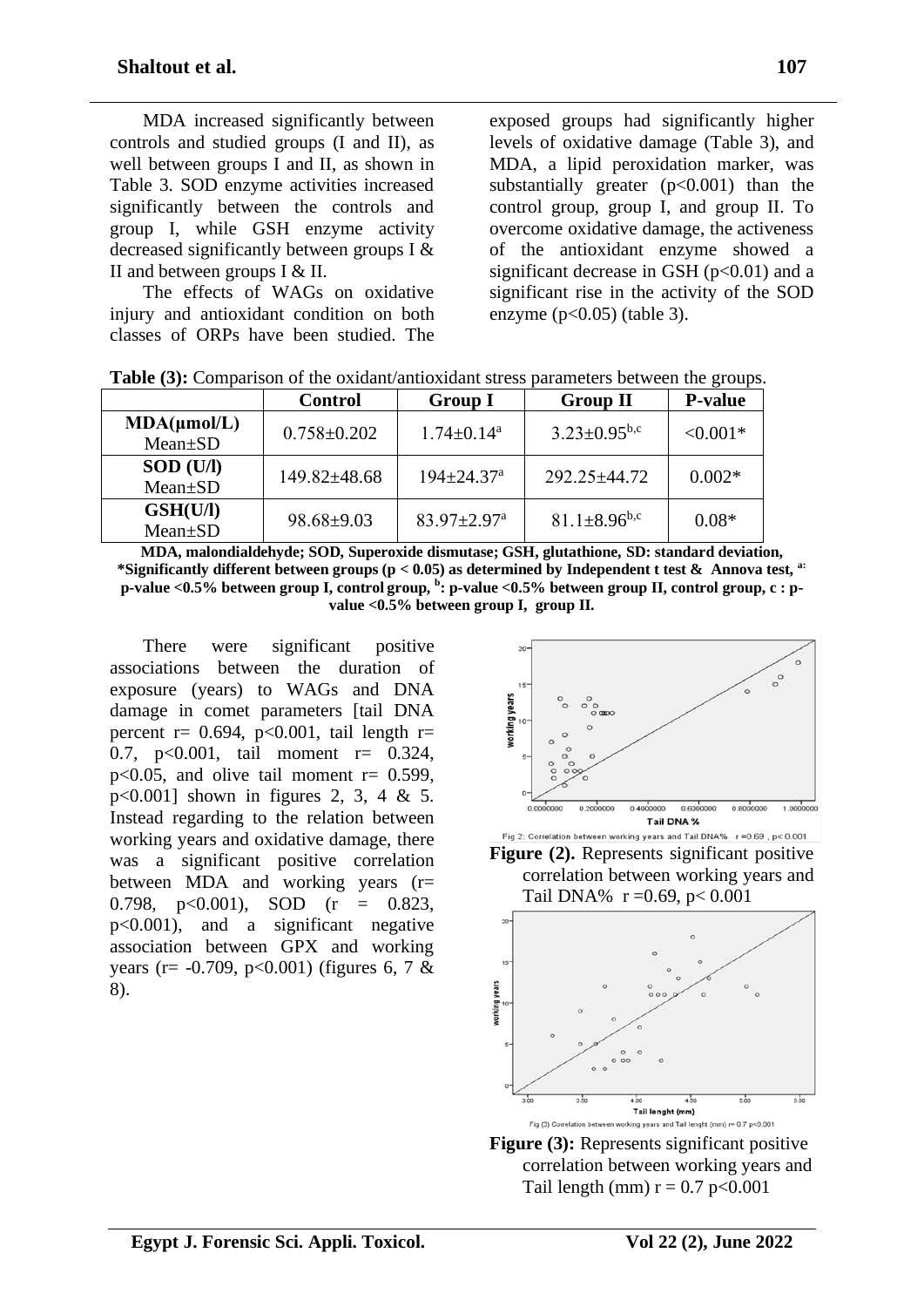MDA increased significantly between controls and studied groups (I and II), as well between groups I and II, as shown in Table 3. SOD enzyme activities increased significantly between the controls and group I, while GSH enzyme activity decreased significantly between groups I & II and between groups I & II.

The effects of WAGs on oxidative injury and antioxidant condition on both classes of ORPs have been studied. The exposed groups had significantly higher levels of oxidative damage (Table 3), and MDA, a lipid peroxidation marker, was substantially greater ($p<0.001$) than the control group, group I, and group II. To overcome oxidative damage, the activeness of the antioxidant enzyme showed a significant decrease in GSH ($p<0.01$) and a significant rise in the activity of the SOD enzyme ($p<0.05$) (table 3).

**Table (3):** Comparison of the oxidant/antioxidant stress parameters between the groups.

| | Control | Group I | Group II | P-value |
|---|---|---|---|---|
| **MDA(µmol/L)** Mean±SD | 0.758±0.202 | 1.74±0.14[a] | 3.23±0.95[b,c] | <0.001* |
| **SOD (U/l)** Mean±SD | 149.82±48.68 | 194±24.37[a] | 292.25±44.72 | 0.002* |
| **GSH(U/l)** Mean±SD | 98.68±9.03 | 83.97±2.97[a] | 81.1±8.96[b,c] | 0.08* |

**MDA, malondialdehyde; SOD, Superoxide dismutase; GSH, glutathione, SD: standard deviation, *Significantly different between groups (p < 0.05) as determined by Independent t test & Annova test, [a]: p-value <0.5% between group I, control group, [b]: p-value <0.5% between group II, control group, c : p-value <0.5% between group I, group II.**

There were significant positive associations between the duration of exposure (years) to WAGs and DNA damage in comet parameters [tail DNA percent r= 0.694, p<0.001, tail length r= 0.7, p<0.001, tail moment r= 0.324, p<0.05, and olive tail moment r= 0.599, p<0.001] shown in figures 2, 3, 4 & 5. Instead regarding to the relation between working years and oxidative damage, there was a significant positive correlation between MDA and working years (r= 0.798, p<0.001), SOD (r = 0.823, p<0.001), and a significant negative association between GPX and working years (r= -0.709, p<0.001) (figures 6, 7 & 8).

Fig 2: Correlation between working years and Tail DNA% r =0.69 , p< 0.001

**Figure (2).** Represents significant positive correlation between working years and Tail DNA% r =0.69, p< 0.001

Fig (3) Correlation between working years and Tail lenght (mm) r= 0.7 p<0.001

**Figure (3):** Represents significant positive correlation between working years and Tail length (mm) r = 0.7 p<0.001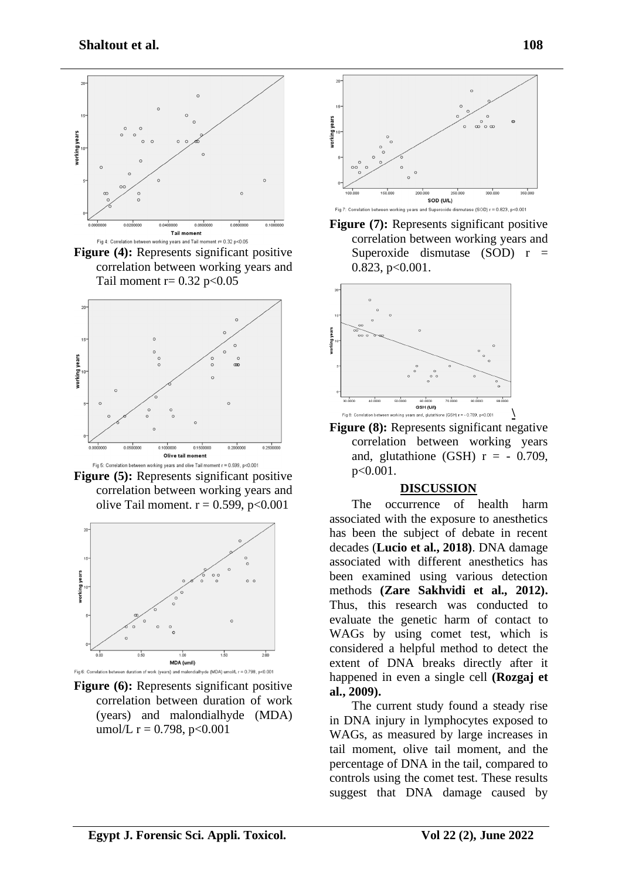Fig 4: Correlation between working years and Tail moment r= 0.32 p<0.05

**Figure (4):** Represents significant positive correlation between working years and Tail moment r= 0.32 p<0.05

Fig 5: Correlation between working years and olive Tail moment r = 0.599, p<0.001

**Figure (5):** Represents significant positive correlation between working years and olive Tail moment. r = 0.599, p<0.001

Fig 6: Correlation between duration of work (years) and malondialhyde (MDA) umol/L r = 0.798, p<0.001

**Figure (6):** Represents significant positive correlation between duration of work (years) and malondialhyde (MDA) umol/L r = 0.798, p<0.001

Fig 7: Correlation between working years and Superoxide dismutase (SOD) r = 0.823, p<0.001

**Figure (7):** Represents significant positive correlation between working years and Superoxide dismutase (SOD) r = 0.823, p<0.001.

Fig 8: Correlation between working years and, glutathione (GSH) r = - 0.709, p<0.001

**Figure (8):** Represents significant negative correlation between working years and, glutathione (GSH) r = - 0.709, p<0.001.

## DISCUSSION

The occurrence of health harm associated with the exposure to anesthetics has been the subject of debate in recent decades (**Lucio et al., 2018**). DNA damage associated with different anesthetics has been examined using various detection methods **(Zare Sakhvidi et al., 2012).** Thus, this research was conducted to evaluate the genetic harm of contact to WAGs by using comet test, which is considered a helpful method to detect the extent of DNA breaks directly after it happened in even a single cell **(Rozgaj et al., 2009).**

The current study found a steady rise in DNA injury in lymphocytes exposed to WAGs, as measured by large increases in tail moment, olive tail moment, and the percentage of DNA in the tail, compared to controls using the comet test. These results suggest that DNA damage caused by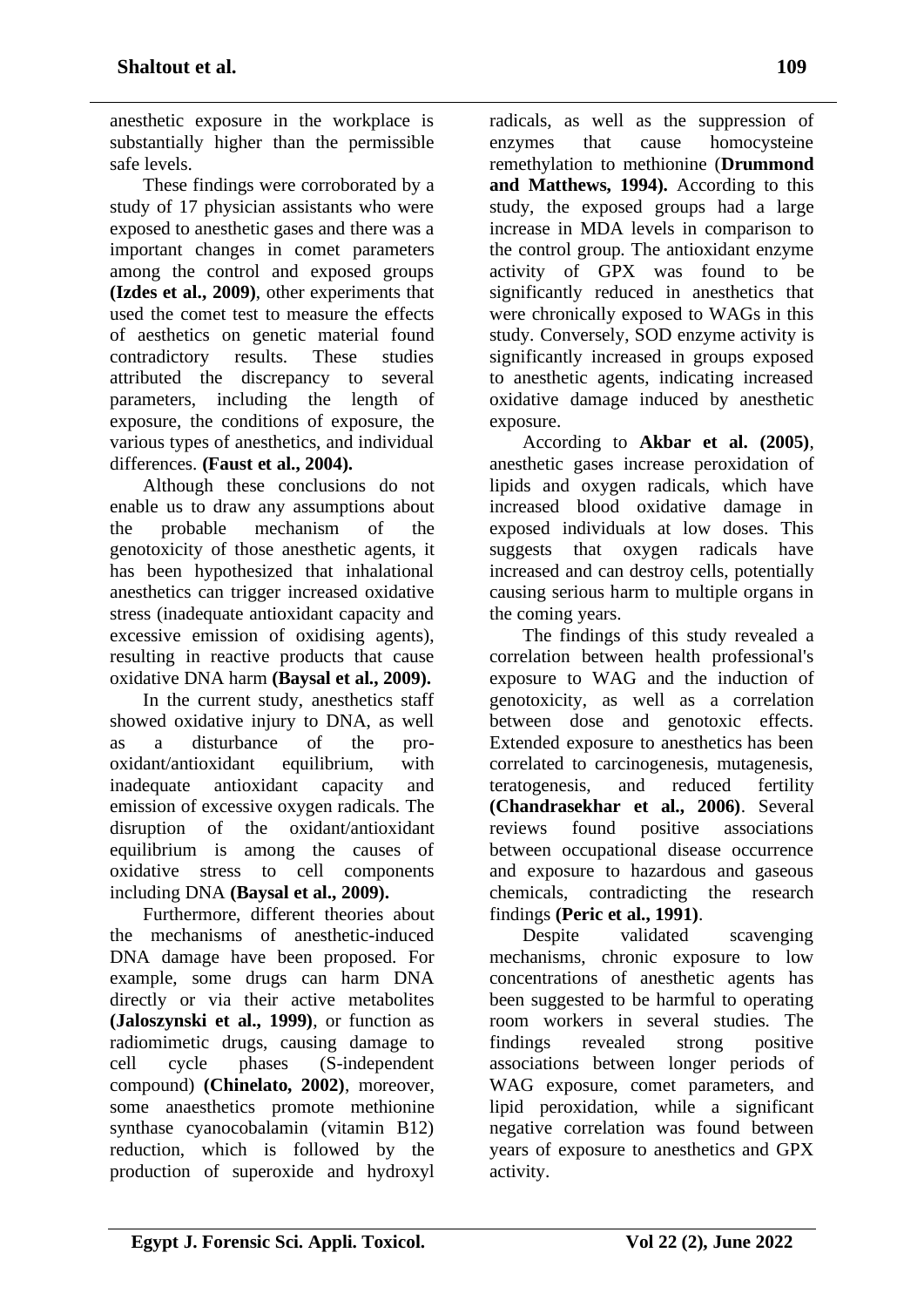anesthetic exposure in the workplace is substantially higher than the permissible safe levels.

These findings were corroborated by a study of 17 physician assistants who were exposed to anesthetic gases and there was a important changes in comet parameters among the control and exposed groups **(Izdes et al., 2009)**, other experiments that used the comet test to measure the effects of aesthetics on genetic material found contradictory results. These studies attributed the discrepancy to several parameters, including the length of exposure, the conditions of exposure, the various types of anesthetics, and individual differences. **(Faust et al., 2004).**

Although these conclusions do not enable us to draw any assumptions about the probable mechanism of the genotoxicity of those anesthetic agents, it has been hypothesized that inhalational anesthetics can trigger increased oxidative stress (inadequate antioxidant capacity and excessive emission of oxidising agents), resulting in reactive products that cause oxidative DNA harm **(Baysal et al., 2009).**

In the current study, anesthetics staff showed oxidative injury to DNA, as well as a disturbance of the pro-oxidant/antioxidant equilibrium, with inadequate antioxidant capacity and emission of excessive oxygen radicals. The disruption of the oxidant/antioxidant equilibrium is among the causes of oxidative stress to cell components including DNA **(Baysal et al., 2009).**

Furthermore, different theories about the mechanisms of anesthetic-induced DNA damage have been proposed. For example, some drugs can harm DNA directly or via their active metabolites **(Jaloszynski et al., 1999)**, or function as radiomimetic drugs, causing damage to cell cycle phases (S-independent compound) **(Chinelato, 2002)**, moreover, some anaesthetics promote methionine synthase cyanocobalamin (vitamin B12) reduction, which is followed by the production of superoxide and hydroxyl radicals, as well as the suppression of enzymes that cause homocysteine remethylation to methionine (**Drummond and Matthews, 1994).** According to this study, the exposed groups had a large increase in MDA levels in comparison to the control group. The antioxidant enzyme activity of GPX was found to be significantly reduced in anesthetics that were chronically exposed to WAGs in this study. Conversely, SOD enzyme activity is significantly increased in groups exposed to anesthetic agents, indicating increased oxidative damage induced by anesthetic exposure.

According to **Akbar et al. (2005)**, anesthetic gases increase peroxidation of lipids and oxygen radicals, which have increased blood oxidative damage in exposed individuals at low doses. This suggests that oxygen radicals have increased and can destroy cells, potentially causing serious harm to multiple organs in the coming years.

The findings of this study revealed a correlation between health professional's exposure to WAG and the induction of genotoxicity, as well as a correlation between dose and genotoxic effects. Extended exposure to anesthetics has been correlated to carcinogenesis, mutagenesis, teratogenesis, and reduced fertility **(Chandrasekhar et al., 2006)**. Several reviews found positive associations between occupational disease occurrence and exposure to hazardous and gaseous chemicals, contradicting the research findings **(Peric et al., 1991)**.

Despite validated scavenging mechanisms, chronic exposure to low concentrations of anesthetic agents has been suggested to be harmful to operating room workers in several studies. The findings revealed strong positive associations between longer periods of WAG exposure, comet parameters, and lipid peroxidation, while a significant negative correlation was found between years of exposure to anesthetics and GPX activity.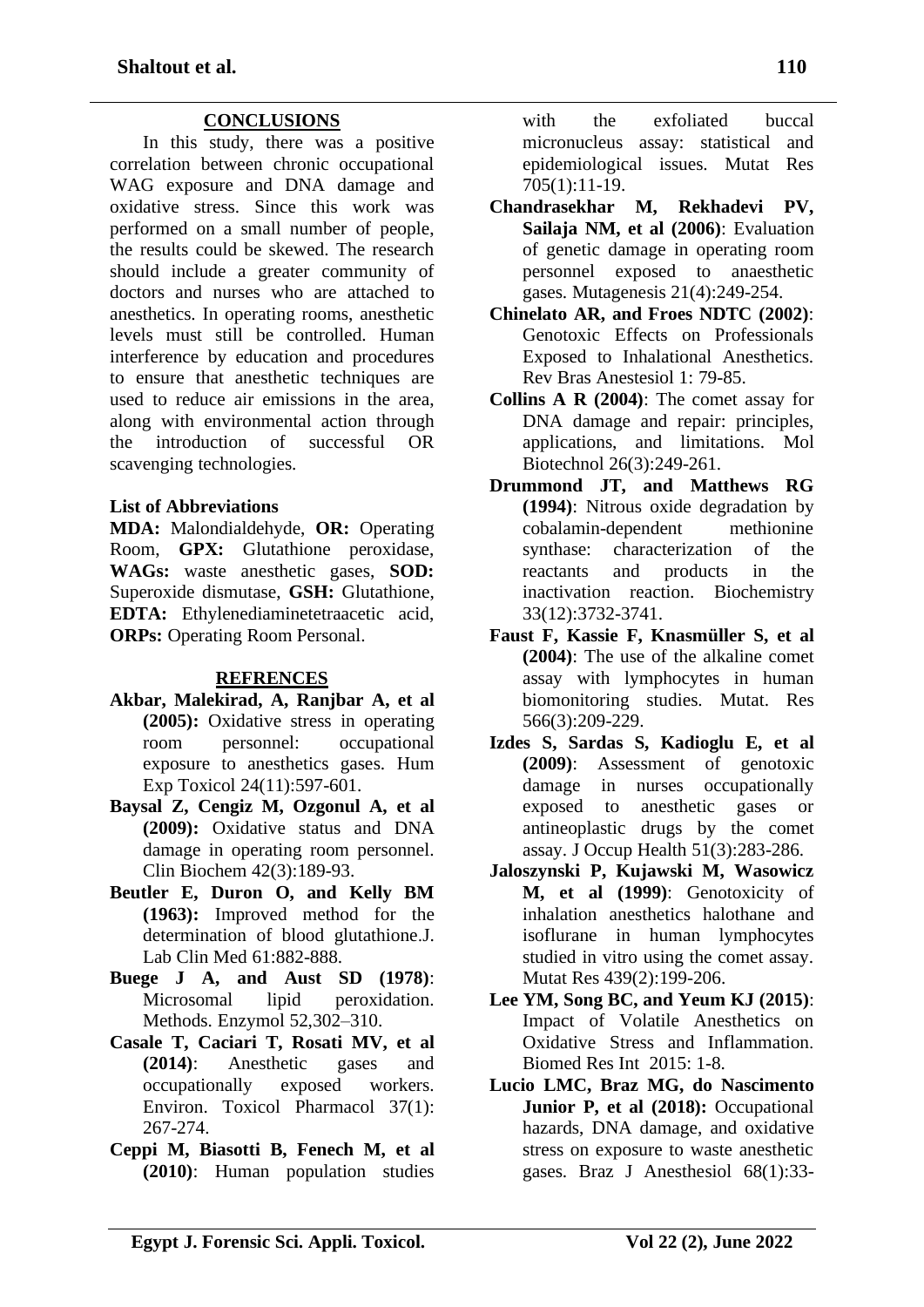## CONCLUSIONS

In this study, there was a positive correlation between chronic occupational WAG exposure and DNA damage and oxidative stress. Since this work was performed on a small number of people, the results could be skewed. The research should include a greater community of doctors and nurses who are attached to anesthetics. In operating rooms, anesthetic levels must still be controlled. Human interference by education and procedures to ensure that anesthetic techniques are used to reduce air emissions in the area, along with environmental action through the introduction of successful OR scavenging technologies.

### List of Abbreviations

**MDA:** Malondialdehyde, **OR:** Operating Room, **GPX:** Glutathione peroxidase, **WAGs:** waste anesthetic gases, **SOD:** Superoxide dismutase, **GSH:** Glutathione, **EDTA:** Ethylenediaminetetraacetic acid, **ORPs:** Operating Room Personal.

## REFRENCES

**Akbar, Malekirad, A, Ranjbar A, et al (2005):** Oxidative stress in operating room personnel: occupational exposure to anesthetics gases. Hum Exp Toxicol 24(11):597-601.

**Baysal Z, Cengiz M, Ozgonul A, et al (2009):** Oxidative status and DNA damage in operating room personnel. Clin Biochem 42(3):189-93.

**Beutler E, Duron O, and Kelly BM (1963):** Improved method for the determination of blood glutathione.J. Lab Clin Med 61:882-888.

**Buege J A, and Aust SD (1978)**: Microsomal lipid peroxidation. Methods. Enzymol 52,302–310.

**Casale T, Caciari T, Rosati MV, et al (2014)**: Anesthetic gases and occupationally exposed workers. Environ. Toxicol Pharmacol 37(1): 267-274.

**Ceppi M, Biasotti B, Fenech M, et al (2010)**: Human population studies with the exfoliated buccal micronucleus assay: statistical and epidemiological issues. Mutat Res 705(1):11-19.

**Chandrasekhar M, Rekhadevi PV, Sailaja NM, et al (2006)**: Evaluation of genetic damage in operating room personnel exposed to anaesthetic gases. Mutagenesis 21(4):249-254.

**Chinelato AR, and Froes NDTC (2002)**: Genotoxic Effects on Professionals Exposed to Inhalational Anesthetics. Rev Bras Anestesiol 1: 79-85.

**Collins A R (2004)**: The comet assay for DNA damage and repair: principles, applications, and limitations. Mol Biotechnol 26(3):249-261.

**Drummond JT, and Matthews RG (1994)**: Nitrous oxide degradation by cobalamin-dependent methionine synthase: characterization of the reactants and products in the inactivation reaction. Biochemistry 33(12):3732-3741.

**Faust F, Kassie F, Knasmüller S, et al (2004)**: The use of the alkaline comet assay with lymphocytes in human biomonitoring studies. Mutat. Res 566(3):209-229.

**Izdes S, Sardas S, Kadioglu E, et al (2009)**: Assessment of genotoxic damage in nurses occupationally exposed to anesthetic gases or antineoplastic drugs by the comet assay. J Occup Health 51(3):283-286.

**Jaloszynski P, Kujawski M, Wasowicz M, et al (1999)**: Genotoxicity of inhalation anesthetics halothane and isoflurane in human lymphocytes studied in vitro using the comet assay. Mutat Res 439(2):199-206.

**Lee YM, Song BC, and Yeum KJ (2015)**: Impact of Volatile Anesthetics on Oxidative Stress and Inflammation. Biomed Res Int 2015: 1-8.

**Lucio LMC, Braz MG, do Nascimento Junior P, et al (2018):** Occupational hazards, DNA damage, and oxidative stress on exposure to waste anesthetic gases. Braz J Anesthesiol 68(1):33-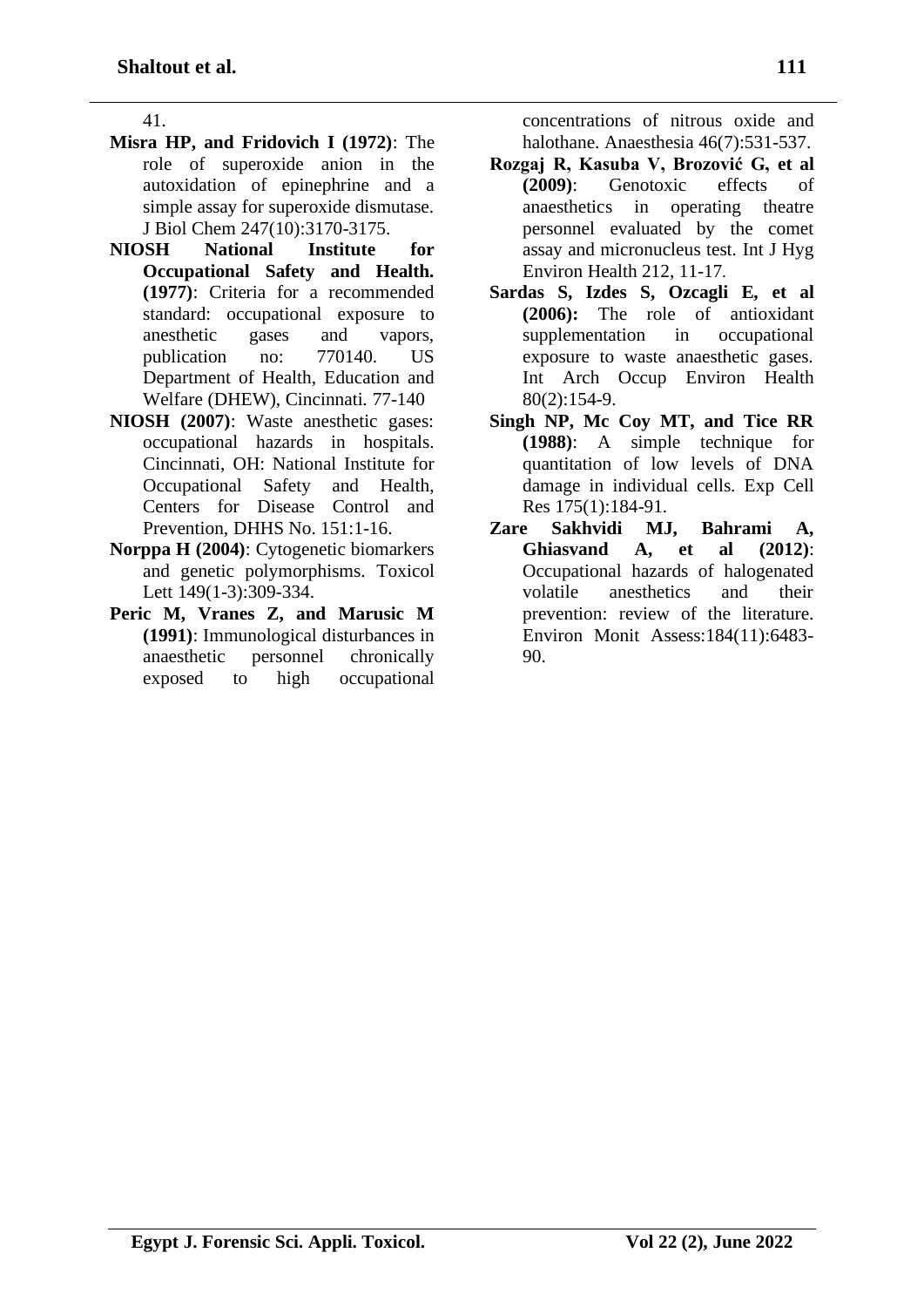41.

**Misra HP, and Fridovich I (1972)**: The role of superoxide anion in the autoxidation of epinephrine and a simple assay for superoxide dismutase. J Biol Chem 247(10):3170-3175.

**NIOSH National Institute for Occupational Safety and Health. (1977)**: Criteria for a recommended standard: occupational exposure to anesthetic gases and vapors, publication no: 770140. US Department of Health, Education and Welfare (DHEW), Cincinnati. 77-140

**NIOSH (2007)**: Waste anesthetic gases: occupational hazards in hospitals. Cincinnati, OH: National Institute for Occupational Safety and Health, Centers for Disease Control and Prevention, DHHS No. 151:1-16.

**Norppa H (2004)**: Cytogenetic biomarkers and genetic polymorphisms. Toxicol Lett 149(1-3):309-334.

**Peric M, Vranes Z, and Marusic M (1991)**: Immunological disturbances in anaesthetic personnel chronically exposed to high occupational concentrations of nitrous oxide and halothane. Anaesthesia 46(7):531-537.

**Rozgaj R, Kasuba V, Brozović G, et al (2009)**: Genotoxic effects of anaesthetics in operating theatre personnel evaluated by the comet assay and micronucleus test. Int J Hyg Environ Health 212, 11-17.

**Sardas S, Izdes S, Ozcagli E, et al (2006):** The role of antioxidant supplementation in occupational exposure to waste anaesthetic gases. Int Arch Occup Environ Health 80(2):154-9.

**Singh NP, Mc Coy MT, and Tice RR (1988)**: A simple technique for quantitation of low levels of DNA damage in individual cells. Exp Cell Res 175(1):184-91.

**Zare Sakhvidi MJ, Bahrami A, Ghiasvand A, et al (2012)**: Occupational hazards of halogenated volatile anesthetics and their prevention: review of the literature. Environ Monit Assess:184(11):6483-90.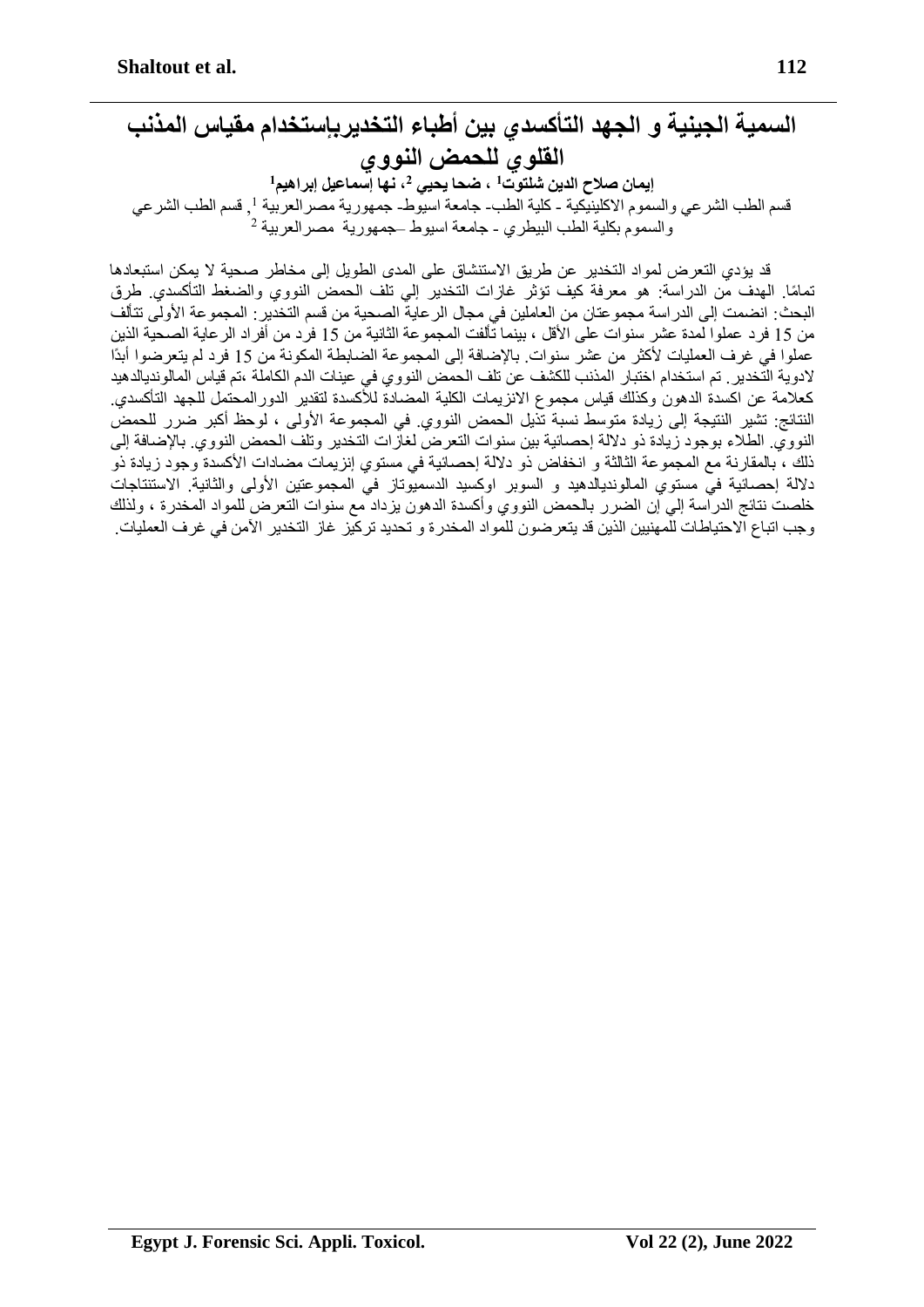# السمية الجينية و الجهد التأكسدي بين أطباء التخديرباستخدام مقياس المذنب القلوي للحمض النووي

**إيمان صلاح الدين شلتوت[1] ، ضحا يحيي [2]، نها إسماعيل إبراهيم[1]**

قسم الطب الشرعي والسموم الاكلينيكية - كلية الطب- جامعة اسيوط- جمهورية مصرالعربية [1], قسم الطب الشرعي والسموم بكلية الطب البيطري - جامعة اسيوط –جمهورية مصرالعربية [2]

قد يؤدي التعرض لمواد التخدير عن طريق الاستنشاق على المدى الطويل إلى مخاطر صحية لا يمكن استبعادها تمامًا. الهدف من الدراسة: هو معرفة كيف تؤثر غازات التخدير إلي تلف الحمض النووي والضغط التأكسدي. طرق البحث: انضمت إلى الدراسة مجموعتان من العاملين في مجال الرعاية الصحية من قسم التخدير: المجموعة الأولى تتألف من 15 فرد عملوا لمدة عشر سنوات على الأقل ، بينما تألفت المجموعة الثانية من 15 فرد من أفراد الرعاية الصحية الذين عملوا في غرف العمليات لأكثر من عشر سنوات. بالإضافة إلى المجموعة الضابطة المكونة من 15 فرد لم يتعرضوا أبدًا لادوية التخدير. تم استخدام اختبار المذنب للكشف عن تلف الحمض النووي في عينات الدم الكاملة ،تم قياس المالونديالدهيد كعلامة عن اكسدة الدهون وكذلك قياس مجموع الانزيمات الكلية المضادة للأكسدة لتقدير الدورالمحتمل للجهد التأكسدي. النتائج: تشير النتيجة إلى زيادة متوسط نسبة تذيل الحمض النووي. في المجموعة الأولى ، لوحظ أكبر ضرر للحمض النووي. الطلاء بوجود زيادة ذو دلالة إحصائية بين سنوات التعرض لغازات التخدير وتلف الحمض النووي. بالإضافة إلى ذلك ، بالمقارنة مع المجموعة الثالثة و انخفاض ذو دلالة إحصائية في مستوي إنزيمات مضادات الأكسدة وجود زيادة ذو دلالة إحصائية في مستوي المالونديالدهيد و السوبر اوكسيد الدسميوتاز في المجموعتين الأولى والثانية. الاستنتاجات خلصت نتائج الدراسة إلي إن الضرر بالحمض النووي وأكسدة الدهون يزداد مع سنوات التعرض للمواد المخدرة ، ولذلك وجب اتباع الاحتياطات للمهنيين الذين قد يتعرضون للمواد المخدرة و تحديد تركيز غاز التخدير الآمن في غرف العمليات.